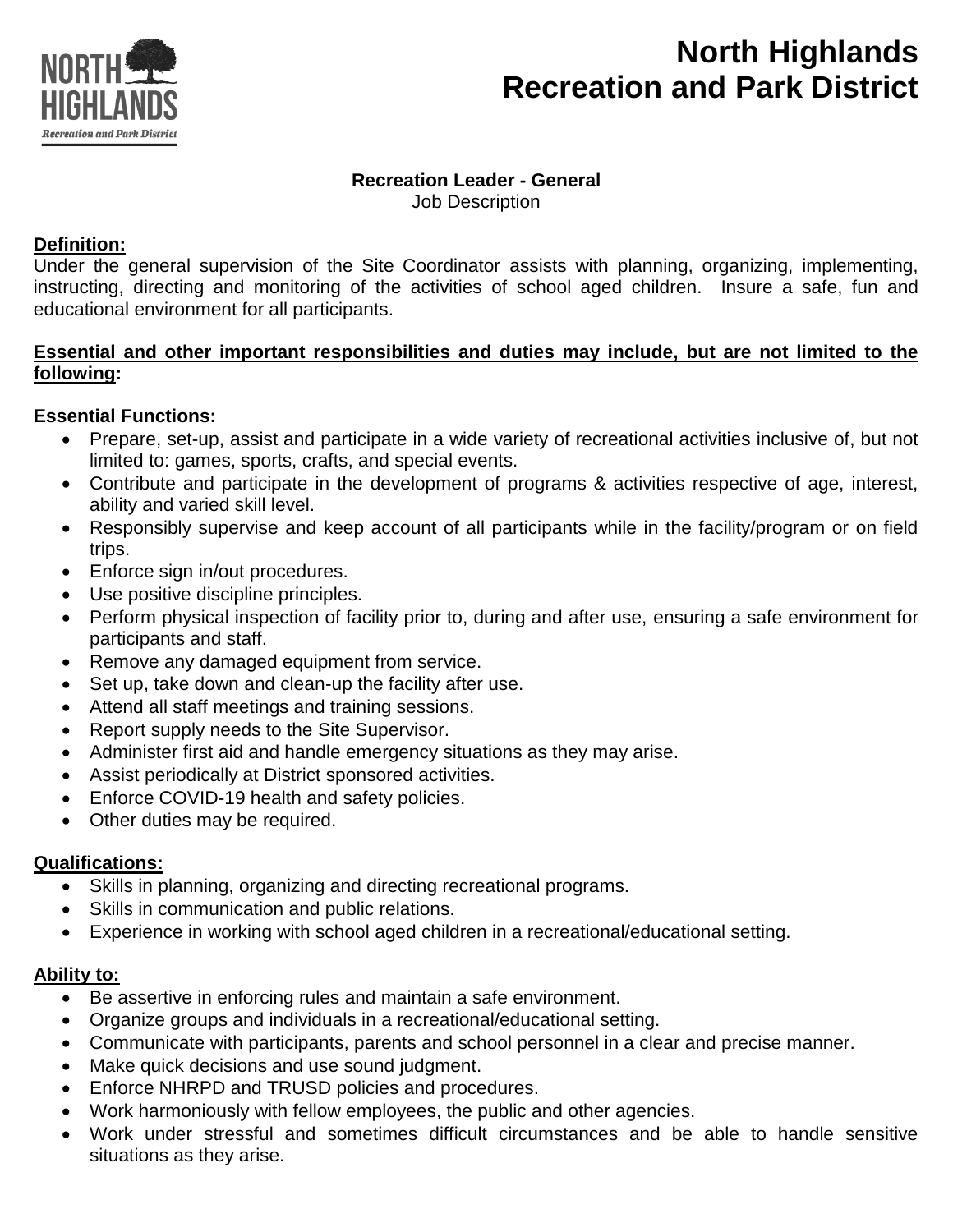# North Highlands Recreation and Park District

**Recreation Leader - General**
Job Description

**Definition:**
Under the general supervision of the Site Coordinator assists with planning, organizing, implementing, instructing, directing and monitoring of the activities of school aged children. Insure a safe, fun and educational environment for all participants.

**Essential and other important responsibilities and duties may include, but are not limited to the following:**

**Essential Functions:**

- Prepare, set-up, assist and participate in a wide variety of recreational activities inclusive of, but not limited to: games, sports, crafts, and special events.
- Contribute and participate in the development of programs & activities respective of age, interest, ability and varied skill level.
- Responsibly supervise and keep account of all participants while in the facility/program or on field trips.
- Enforce sign in/out procedures.
- Use positive discipline principles.
- Perform physical inspection of facility prior to, during and after use, ensuring a safe environment for participants and staff.
- Remove any damaged equipment from service.
- Set up, take down and clean-up the facility after use.
- Attend all staff meetings and training sessions.
- Report supply needs to the Site Supervisor.
- Administer first aid and handle emergency situations as they may arise.
- Assist periodically at District sponsored activities.
- Enforce COVID-19 health and safety policies.
- Other duties may be required.

**Qualifications:**

- Skills in planning, organizing and directing recreational programs.
- Skills in communication and public relations.
- Experience in working with school aged children in a recreational/educational setting.

**Ability to:**

- Be assertive in enforcing rules and maintain a safe environment.
- Organize groups and individuals in a recreational/educational setting.
- Communicate with participants, parents and school personnel in a clear and precise manner.
- Make quick decisions and use sound judgment.
- Enforce NHRPD and TRUSD policies and procedures.
- Work harmoniously with fellow employees, the public and other agencies.
- Work under stressful and sometimes difficult circumstances and be able to handle sensitive situations as they arise.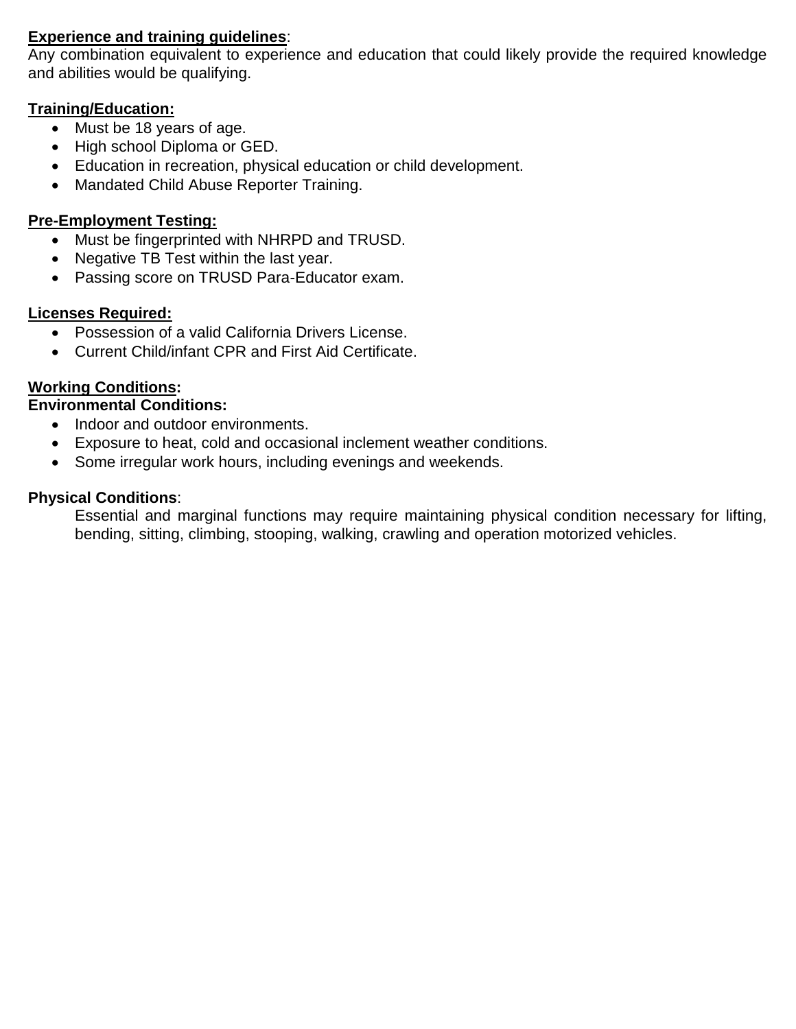**<u>Experience and training guidelines</u>**:
Any combination equivalent to experience and education that could likely provide the required knowledge and abilities would be qualifying.

**<u>Training/Education:</u>**

- Must be 18 years of age.
- High school Diploma or GED.
- Education in recreation, physical education or child development.
- Mandated Child Abuse Reporter Training.

**<u>Pre-Employment Testing:</u>**

- Must be fingerprinted with NHRPD and TRUSD.
- Negative TB Test within the last year.
- Passing score on TRUSD Para-Educator exam.

**<u>Licenses Required:</u>**

- Possession of a valid California Drivers License.
- Current Child/infant CPR and First Aid Certificate.

**<u>Working Conditions</u>:**
**Environmental Conditions:**

- Indoor and outdoor environments.
- Exposure to heat, cold and occasional inclement weather conditions.
- Some irregular work hours, including evenings and weekends.

**Physical Conditions**:

Essential and marginal functions may require maintaining physical condition necessary for lifting, bending, sitting, climbing, stooping, walking, crawling and operation motorized vehicles.